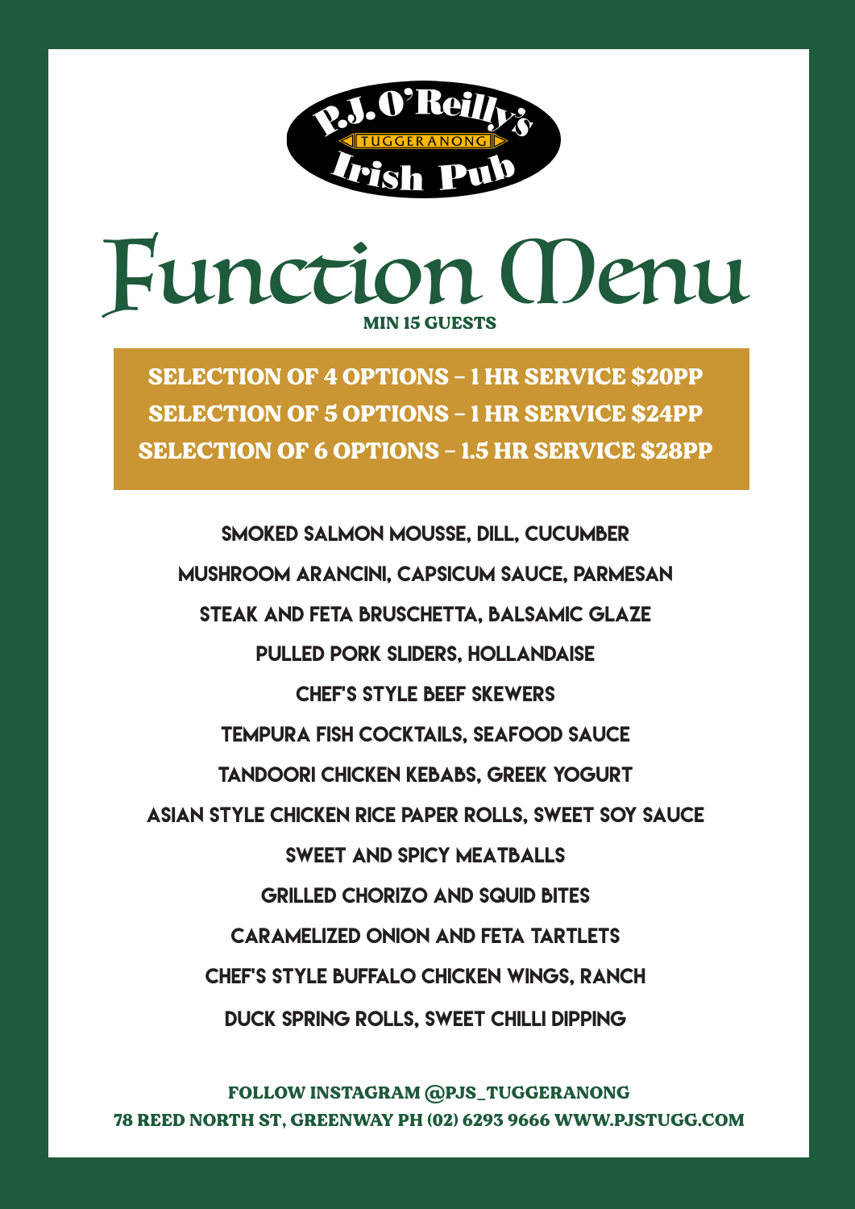P.J. O'Reilly's
TUGGERANONG
Irish Pub

# Function Menu

**MIN 15 GUESTS**

**SELECTION OF 4 OPTIONS – 1 HR SERVICE $20PP**
**SELECTION OF 5 OPTIONS – 1 HR SERVICE $24PP**
**SELECTION OF 6 OPTIONS – 1.5 HR SERVICE $28PP**

SMOKED SALMON MOUSSE, DILL, CUCUMBER

MUSHROOM ARANCINI, CAPSICUM SAUCE, PARMESAN

STEAK AND FETA BRUSCHETTA, BALSAMIC GLAZE

PULLED PORK SLIDERS, HOLLANDAISE

CHEF'S STYLE BEEF SKEWERS

TEMPURA FISH COCKTAILS, SEAFOOD SAUCE

TANDOORI CHICKEN KEBABS, GREEK YOGURT

ASIAN STYLE CHICKEN RICE PAPER ROLLS, SWEET SOY SAUCE

SWEET AND SPICY MEATBALLS

GRILLED CHORIZO AND SQUID BITES

CARAMELIZED ONION AND FETA TARTLETS

CHEF'S STYLE BUFFALO CHICKEN WINGS, RANCH

DUCK SPRING ROLLS, SWEET CHILLI DIPPING

FOLLOW INSTAGRAM @PJS_TUGGERANONG
78 REED NORTH ST, GREENWAY PH (02) 6293 9666 WWW.PJSTUGG.COM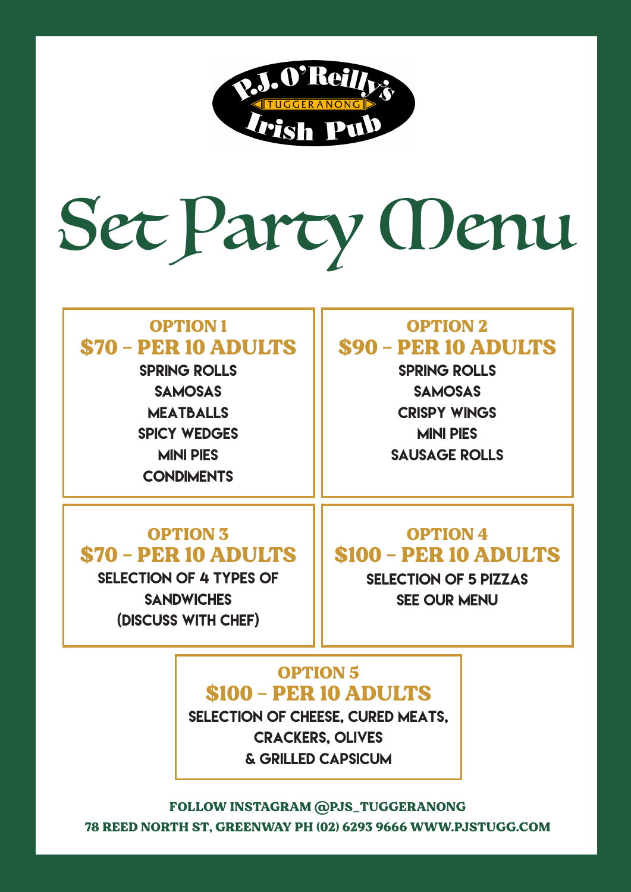P.J. O'Reilly's
TUGGERANONG
Irish Pub

# Set Party Menu

## OPTION 1
### $70 - PER 10 ADULTS

SPRING ROLLS
SAMOSAS
MEATBALLS
SPICY WEDGES
MINI PIES
CONDIMENTS

## OPTION 2
### $90 - PER 10 ADULTS

SPRING ROLLS
SAMOSAS
CRISPY WINGS
MINI PIES
SAUSAGE ROLLS

## OPTION 3
### $70 - PER 10 ADULTS

SELECTION OF 4 TYPES OF SANDWICHES
(DISCUSS WITH CHEF)

## OPTION 4
### $100 - PER 10 ADULTS

SELECTION OF 5 PIZZAS
SEE OUR MENU

## OPTION 5
### $100 - PER 10 ADULTS

SELECTION OF CHEESE, CURED MEATS, CRACKERS, OLIVES
& GRILLED CAPSICUM

**FOLLOW INSTAGRAM @PJS_TUGGERANONG**

**78 REED NORTH ST, GREENWAY PH (02) 6293 9666 WWW.PJSTUGG.COM**